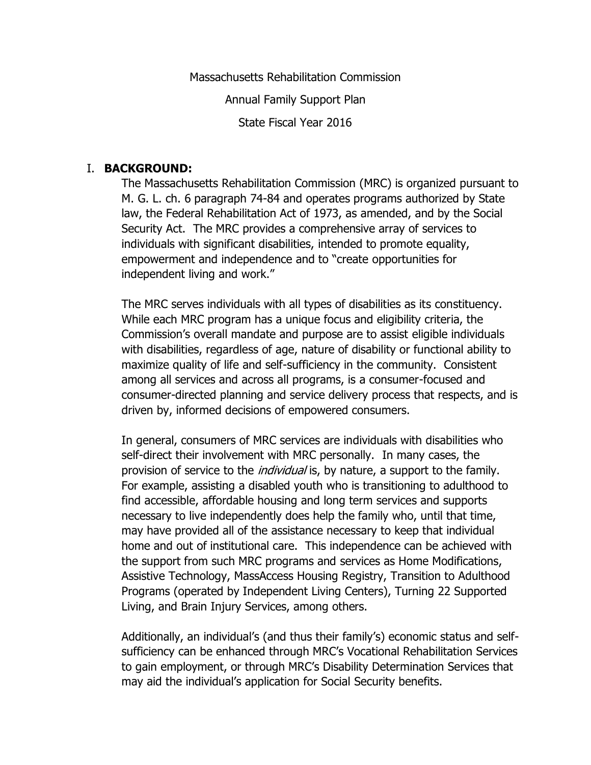Massachusetts Rehabilitation Commission

Annual Family Support Plan

State Fiscal Year 2016

## I. BACKGROUND:

The Massachusetts Rehabilitation Commission (MRC) is organized pursuant to M. G. L. ch. 6 paragraph 74-84 and operates programs authorized by State law, the Federal Rehabilitation Act of 1973, as amended, and by the Social Security Act. The MRC provides a comprehensive array of services to individuals with significant disabilities, intended to promote equality, empowerment and independence and to "create opportunities for independent living and work."

The MRC serves individuals with all types of disabilities as its constituency. While each MRC program has a unique focus and eligibility criteria, the Commission's overall mandate and purpose are to assist eligible individuals with disabilities, regardless of age, nature of disability or functional ability to maximize quality of life and self-sufficiency in the community. Consistent among all services and across all programs, is a consumer-focused and consumer-directed planning and service delivery process that respects, and is driven by, informed decisions of empowered consumers.

In general, consumers of MRC services are individuals with disabilities who self-direct their involvement with MRC personally. In many cases, the provision of service to the *individual* is, by nature, a support to the family. For example, assisting a disabled youth who is transitioning to adulthood to find accessible, affordable housing and long term services and supports necessary to live independently does help the family who, until that time, may have provided all of the assistance necessary to keep that individual home and out of institutional care. This independence can be achieved with the support from such MRC programs and services as Home Modifications, Assistive Technology, MassAccess Housing Registry, Transition to Adulthood Programs (operated by Independent Living Centers), Turning 22 Supported Living, and Brain Injury Services, among others.

Additionally, an individual's (and thus their family's) economic status and self-sufficiency can be enhanced through MRC's Vocational Rehabilitation Services to gain employment, or through MRC's Disability Determination Services that may aid the individual's application for Social Security benefits.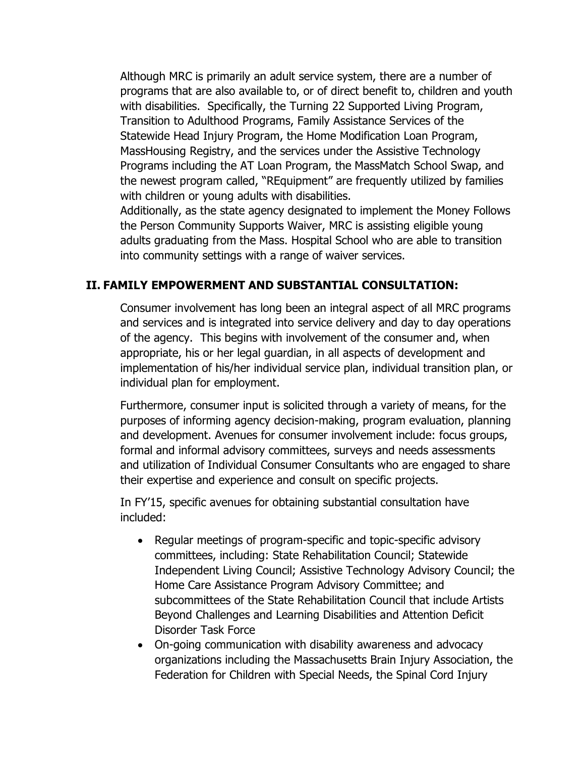Although MRC is primarily an adult service system, there are a number of programs that are also available to, or of direct benefit to, children and youth with disabilities. Specifically, the Turning 22 Supported Living Program, Transition to Adulthood Programs, Family Assistance Services of the Statewide Head Injury Program, the Home Modification Loan Program, MassHousing Registry, and the services under the Assistive Technology Programs including the AT Loan Program, the MassMatch School Swap, and the newest program called, "REquipment" are frequently utilized by families with children or young adults with disabilities.

Additionally, as the state agency designated to implement the Money Follows the Person Community Supports Waiver, MRC is assisting eligible young adults graduating from the Mass. Hospital School who are able to transition into community settings with a range of waiver services.

## II. FAMILY EMPOWERMENT AND SUBSTANTIAL CONSULTATION:

Consumer involvement has long been an integral aspect of all MRC programs and services and is integrated into service delivery and day to day operations of the agency. This begins with involvement of the consumer and, when appropriate, his or her legal guardian, in all aspects of development and implementation of his/her individual service plan, individual transition plan, or individual plan for employment.

Furthermore, consumer input is solicited through a variety of means, for the purposes of informing agency decision-making, program evaluation, planning and development. Avenues for consumer involvement include: focus groups, formal and informal advisory committees, surveys and needs assessments and utilization of Individual Consumer Consultants who are engaged to share their expertise and experience and consult on specific projects.

In FY'15, specific avenues for obtaining substantial consultation have included:

- Regular meetings of program-specific and topic-specific advisory committees, including: State Rehabilitation Council; Statewide Independent Living Council; Assistive Technology Advisory Council; the Home Care Assistance Program Advisory Committee; and subcommittees of the State Rehabilitation Council that include Artists Beyond Challenges and Learning Disabilities and Attention Deficit Disorder Task Force
- On-going communication with disability awareness and advocacy organizations including the Massachusetts Brain Injury Association, the Federation for Children with Special Needs, the Spinal Cord Injury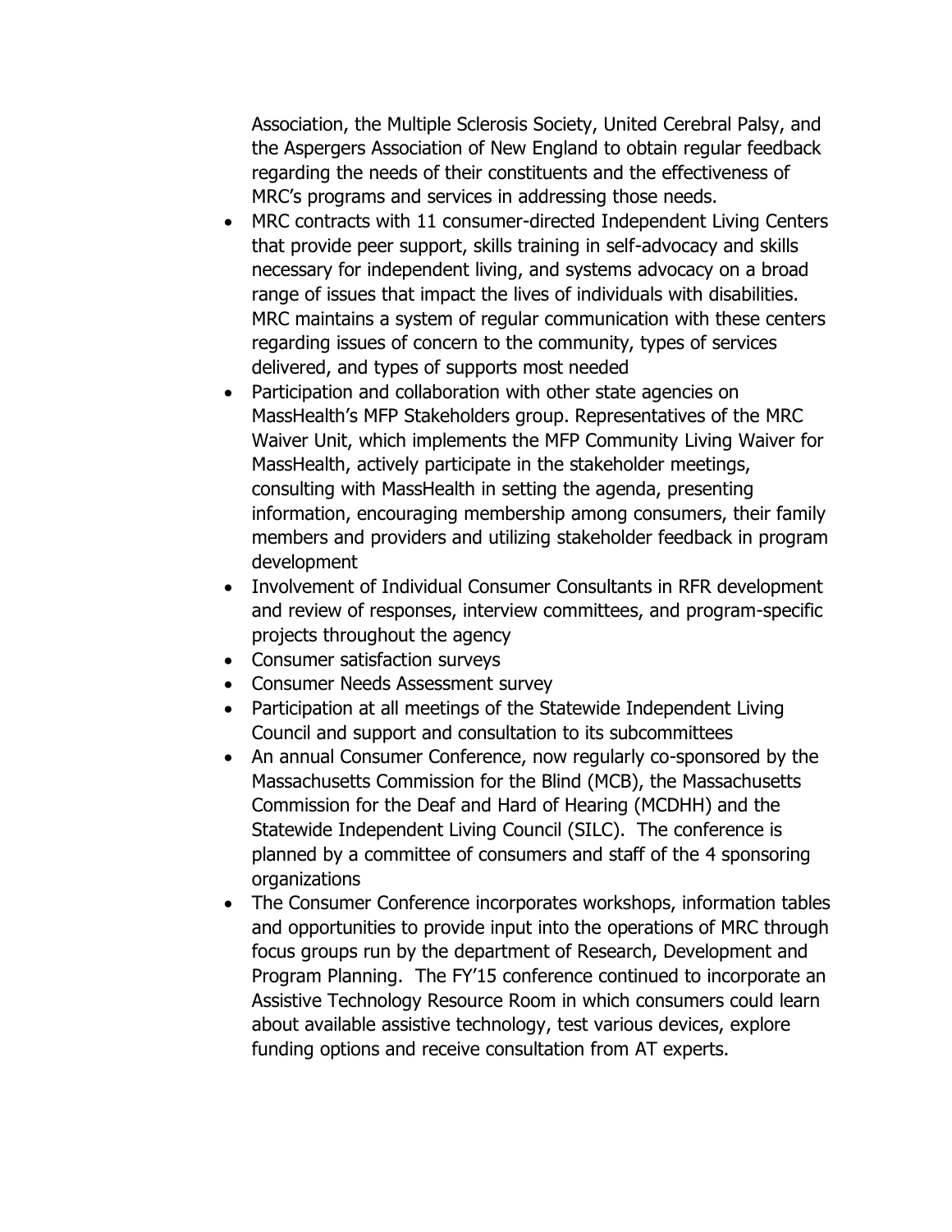Association, the Multiple Sclerosis Society, United Cerebral Palsy, and the Aspergers Association of New England to obtain regular feedback regarding the needs of their constituents and the effectiveness of MRC's programs and services in addressing those needs.

- MRC contracts with 11 consumer-directed Independent Living Centers that provide peer support, skills training in self-advocacy and skills necessary for independent living, and systems advocacy on a broad range of issues that impact the lives of individuals with disabilities. MRC maintains a system of regular communication with these centers regarding issues of concern to the community, types of services delivered, and types of supports most needed
- Participation and collaboration with other state agencies on MassHealth's MFP Stakeholders group. Representatives of the MRC Waiver Unit, which implements the MFP Community Living Waiver for MassHealth, actively participate in the stakeholder meetings, consulting with MassHealth in setting the agenda, presenting information, encouraging membership among consumers, their family members and providers and utilizing stakeholder feedback in program development
- Involvement of Individual Consumer Consultants in RFR development and review of responses, interview committees, and program-specific projects throughout the agency
- Consumer satisfaction surveys
- Consumer Needs Assessment survey
- Participation at all meetings of the Statewide Independent Living Council and support and consultation to its subcommittees
- An annual Consumer Conference, now regularly co-sponsored by the Massachusetts Commission for the Blind (MCB), the Massachusetts Commission for the Deaf and Hard of Hearing (MCDHH) and the Statewide Independent Living Council (SILC). The conference is planned by a committee of consumers and staff of the 4 sponsoring organizations
- The Consumer Conference incorporates workshops, information tables and opportunities to provide input into the operations of MRC through focus groups run by the department of Research, Development and Program Planning. The FY'15 conference continued to incorporate an Assistive Technology Resource Room in which consumers could learn about available assistive technology, test various devices, explore funding options and receive consultation from AT experts.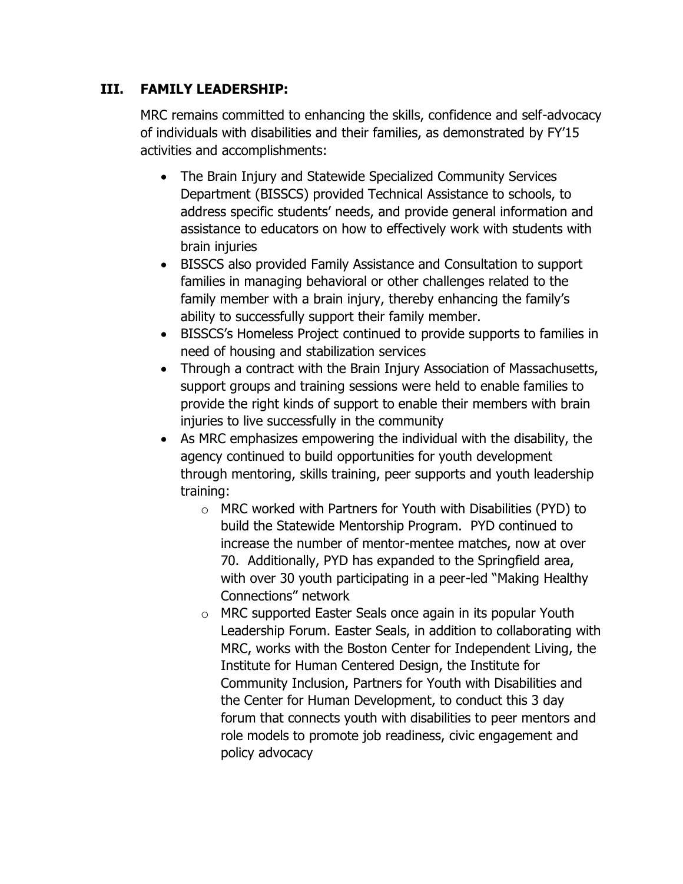## III. FAMILY LEADERSHIP:

MRC remains committed to enhancing the skills, confidence and self-advocacy of individuals with disabilities and their families, as demonstrated by FY'15 activities and accomplishments:

- The Brain Injury and Statewide Specialized Community Services Department (BISSCS) provided Technical Assistance to schools, to address specific students' needs, and provide general information and assistance to educators on how to effectively work with students with brain injuries
- BISSCS also provided Family Assistance and Consultation to support families in managing behavioral or other challenges related to the family member with a brain injury, thereby enhancing the family's ability to successfully support their family member.
- BISSCS's Homeless Project continued to provide supports to families in need of housing and stabilization services
- Through a contract with the Brain Injury Association of Massachusetts, support groups and training sessions were held to enable families to provide the right kinds of support to enable their members with brain injuries to live successfully in the community
- As MRC emphasizes empowering the individual with the disability, the agency continued to build opportunities for youth development through mentoring, skills training, peer supports and youth leadership training:
    - MRC worked with Partners for Youth with Disabilities (PYD) to build the Statewide Mentorship Program. PYD continued to increase the number of mentor-mentee matches, now at over 70. Additionally, PYD has expanded to the Springfield area, with over 30 youth participating in a peer-led "Making Healthy Connections" network
    - MRC supported Easter Seals once again in its popular Youth Leadership Forum. Easter Seals, in addition to collaborating with MRC, works with the Boston Center for Independent Living, the Institute for Human Centered Design, the Institute for Community Inclusion, Partners for Youth with Disabilities and the Center for Human Development, to conduct this 3 day forum that connects youth with disabilities to peer mentors and role models to promote job readiness, civic engagement and policy advocacy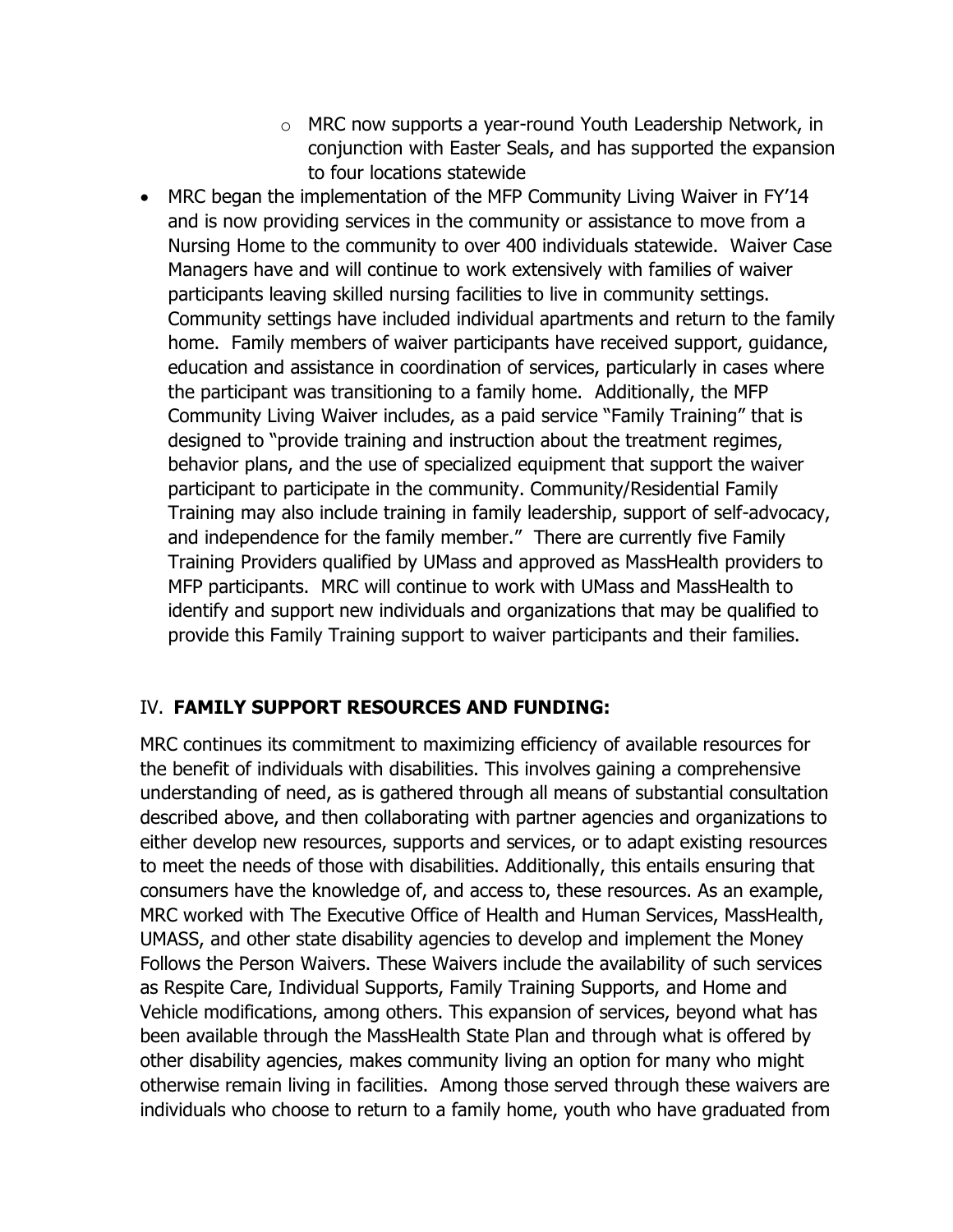- MRC now supports a year-round Youth Leadership Network, in conjunction with Easter Seals, and has supported the expansion to four locations statewide

- MRC began the implementation of the MFP Community Living Waiver in FY'14 and is now providing services in the community or assistance to move from a Nursing Home to the community to over 400 individuals statewide. Waiver Case Managers have and will continue to work extensively with families of waiver participants leaving skilled nursing facilities to live in community settings. Community settings have included individual apartments and return to the family home. Family members of waiver participants have received support, guidance, education and assistance in coordination of services, particularly in cases where the participant was transitioning to a family home. Additionally, the MFP Community Living Waiver includes, as a paid service "Family Training" that is designed to "provide training and instruction about the treatment regimes, behavior plans, and the use of specialized equipment that support the waiver participant to participate in the community. Community/Residential Family Training may also include training in family leadership, support of self-advocacy, and independence for the family member." There are currently five Family Training Providers qualified by UMass and approved as MassHealth providers to MFP participants. MRC will continue to work with UMass and MassHealth to identify and support new individuals and organizations that may be qualified to provide this Family Training support to waiver participants and their families.

## IV. **FAMILY SUPPORT RESOURCES AND FUNDING:**

MRC continues its commitment to maximizing efficiency of available resources for the benefit of individuals with disabilities. This involves gaining a comprehensive understanding of need, as is gathered through all means of substantial consultation described above, and then collaborating with partner agencies and organizations to either develop new resources, supports and services, or to adapt existing resources to meet the needs of those with disabilities. Additionally, this entails ensuring that consumers have the knowledge of, and access to, these resources. As an example, MRC worked with The Executive Office of Health and Human Services, MassHealth, UMASS, and other state disability agencies to develop and implement the Money Follows the Person Waivers. These Waivers include the availability of such services as Respite Care, Individual Supports, Family Training Supports, and Home and Vehicle modifications, among others. This expansion of services, beyond what has been available through the MassHealth State Plan and through what is offered by other disability agencies, makes community living an option for many who might otherwise remain living in facilities. Among those served through these waivers are individuals who choose to return to a family home, youth who have graduated from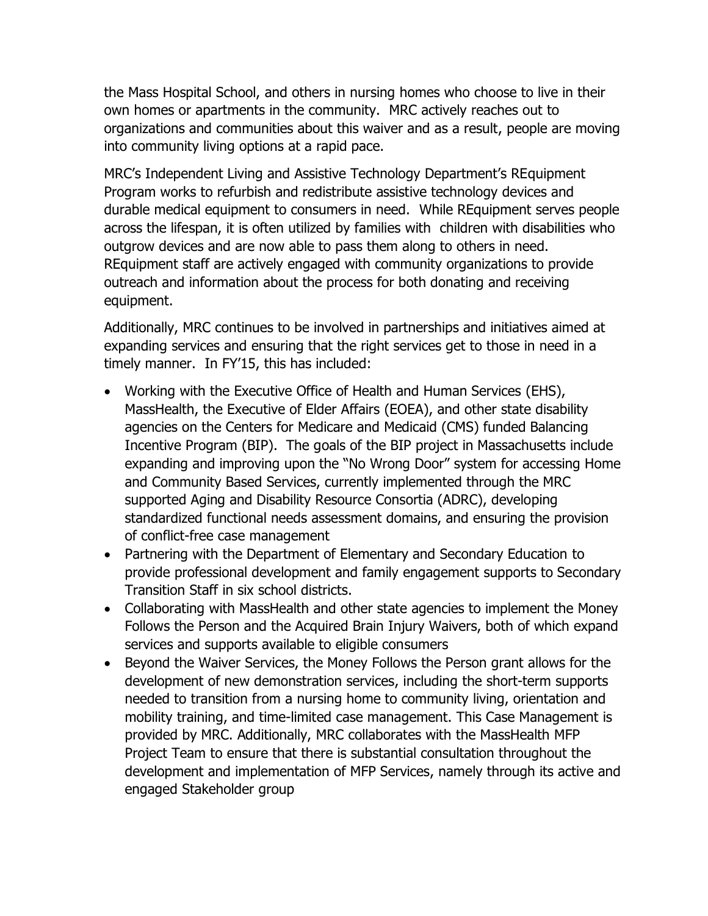the Mass Hospital School, and others in nursing homes who choose to live in their own homes or apartments in the community. MRC actively reaches out to organizations and communities about this waiver and as a result, people are moving into community living options at a rapid pace.

MRC's Independent Living and Assistive Technology Department's REquipment Program works to refurbish and redistribute assistive technology devices and durable medical equipment to consumers in need. While REquipment serves people across the lifespan, it is often utilized by families with children with disabilities who outgrow devices and are now able to pass them along to others in need. REquipment staff are actively engaged with community organizations to provide outreach and information about the process for both donating and receiving equipment.

Additionally, MRC continues to be involved in partnerships and initiatives aimed at expanding services and ensuring that the right services get to those in need in a timely manner. In FY'15, this has included:

- Working with the Executive Office of Health and Human Services (EHS), MassHealth, the Executive of Elder Affairs (EOEA), and other state disability agencies on the Centers for Medicare and Medicaid (CMS) funded Balancing Incentive Program (BIP). The goals of the BIP project in Massachusetts include expanding and improving upon the "No Wrong Door" system for accessing Home and Community Based Services, currently implemented through the MRC supported Aging and Disability Resource Consortia (ADRC), developing standardized functional needs assessment domains, and ensuring the provision of conflict-free case management
- Partnering with the Department of Elementary and Secondary Education to provide professional development and family engagement supports to Secondary Transition Staff in six school districts.
- Collaborating with MassHealth and other state agencies to implement the Money Follows the Person and the Acquired Brain Injury Waivers, both of which expand services and supports available to eligible consumers
- Beyond the Waiver Services, the Money Follows the Person grant allows for the development of new demonstration services, including the short-term supports needed to transition from a nursing home to community living, orientation and mobility training, and time-limited case management. This Case Management is provided by MRC. Additionally, MRC collaborates with the MassHealth MFP Project Team to ensure that there is substantial consultation throughout the development and implementation of MFP Services, namely through its active and engaged Stakeholder group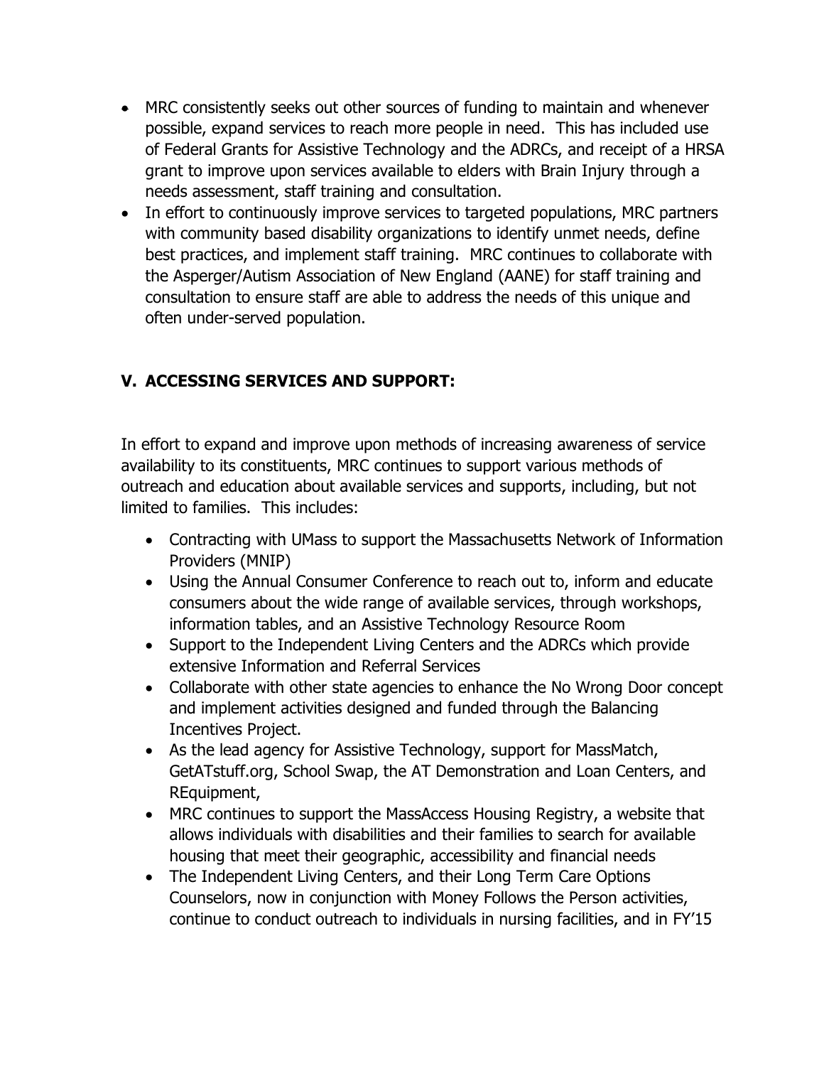- MRC consistently seeks out other sources of funding to maintain and whenever possible, expand services to reach more people in need. This has included use of Federal Grants for Assistive Technology and the ADRCs, and receipt of a HRSA grant to improve upon services available to elders with Brain Injury through a needs assessment, staff training and consultation.
- In effort to continuously improve services to targeted populations, MRC partners with community based disability organizations to identify unmet needs, define best practices, and implement staff training. MRC continues to collaborate with the Asperger/Autism Association of New England (AANE) for staff training and consultation to ensure staff are able to address the needs of this unique and often under-served population.

## V. ACCESSING SERVICES AND SUPPORT:

In effort to expand and improve upon methods of increasing awareness of service availability to its constituents, MRC continues to support various methods of outreach and education about available services and supports, including, but not limited to families. This includes:

- Contracting with UMass to support the Massachusetts Network of Information Providers (MNIP)
- Using the Annual Consumer Conference to reach out to, inform and educate consumers about the wide range of available services, through workshops, information tables, and an Assistive Technology Resource Room
- Support to the Independent Living Centers and the ADRCs which provide extensive Information and Referral Services
- Collaborate with other state agencies to enhance the No Wrong Door concept and implement activities designed and funded through the Balancing Incentives Project.
- As the lead agency for Assistive Technology, support for MassMatch, GetATstuff.org, School Swap, the AT Demonstration and Loan Centers, and REquipment,
- MRC continues to support the MassAccess Housing Registry, a website that allows individuals with disabilities and their families to search for available housing that meet their geographic, accessibility and financial needs
- The Independent Living Centers, and their Long Term Care Options Counselors, now in conjunction with Money Follows the Person activities, continue to conduct outreach to individuals in nursing facilities, and in FY'15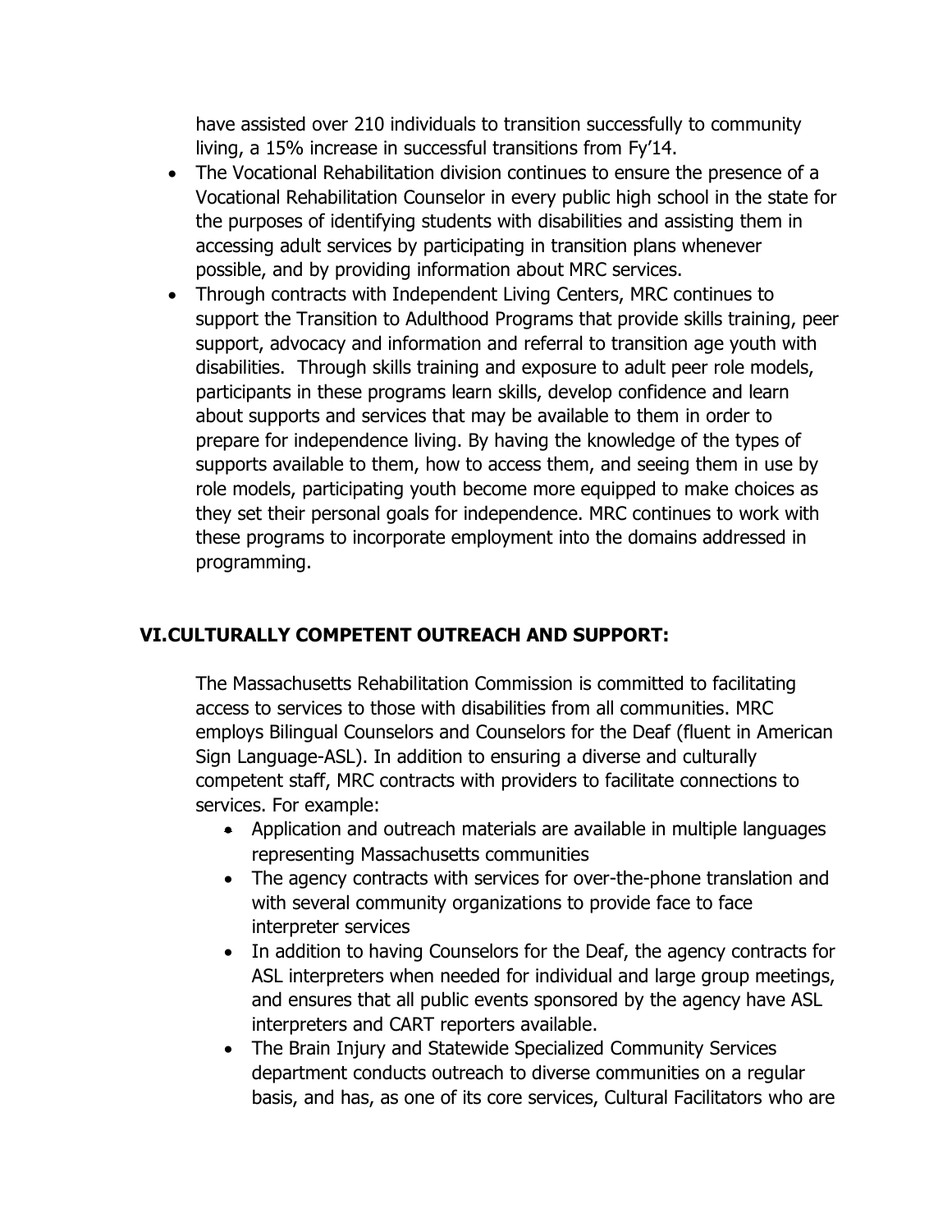have assisted over 210 individuals to transition successfully to community living, a 15% increase in successful transitions from Fy'14.

- The Vocational Rehabilitation division continues to ensure the presence of a Vocational Rehabilitation Counselor in every public high school in the state for the purposes of identifying students with disabilities and assisting them in accessing adult services by participating in transition plans whenever possible, and by providing information about MRC services.
- Through contracts with Independent Living Centers, MRC continues to support the Transition to Adulthood Programs that provide skills training, peer support, advocacy and information and referral to transition age youth with disabilities. Through skills training and exposure to adult peer role models, participants in these programs learn skills, develop confidence and learn about supports and services that may be available to them in order to prepare for independence living. By having the knowledge of the types of supports available to them, how to access them, and seeing them in use by role models, participating youth become more equipped to make choices as they set their personal goals for independence. MRC continues to work with these programs to incorporate employment into the domains addressed in programming.

## VI.CULTURALLY COMPETENT OUTREACH AND SUPPORT:

The Massachusetts Rehabilitation Commission is committed to facilitating access to services to those with disabilities from all communities. MRC employs Bilingual Counselors and Counselors for the Deaf (fluent in American Sign Language-ASL). In addition to ensuring a diverse and culturally competent staff, MRC contracts with providers to facilitate connections to services. For example:

- Application and outreach materials are available in multiple languages representing Massachusetts communities
- The agency contracts with services for over-the-phone translation and with several community organizations to provide face to face interpreter services
- In addition to having Counselors for the Deaf, the agency contracts for ASL interpreters when needed for individual and large group meetings, and ensures that all public events sponsored by the agency have ASL interpreters and CART reporters available.
- The Brain Injury and Statewide Specialized Community Services department conducts outreach to diverse communities on a regular basis, and has, as one of its core services, Cultural Facilitators who are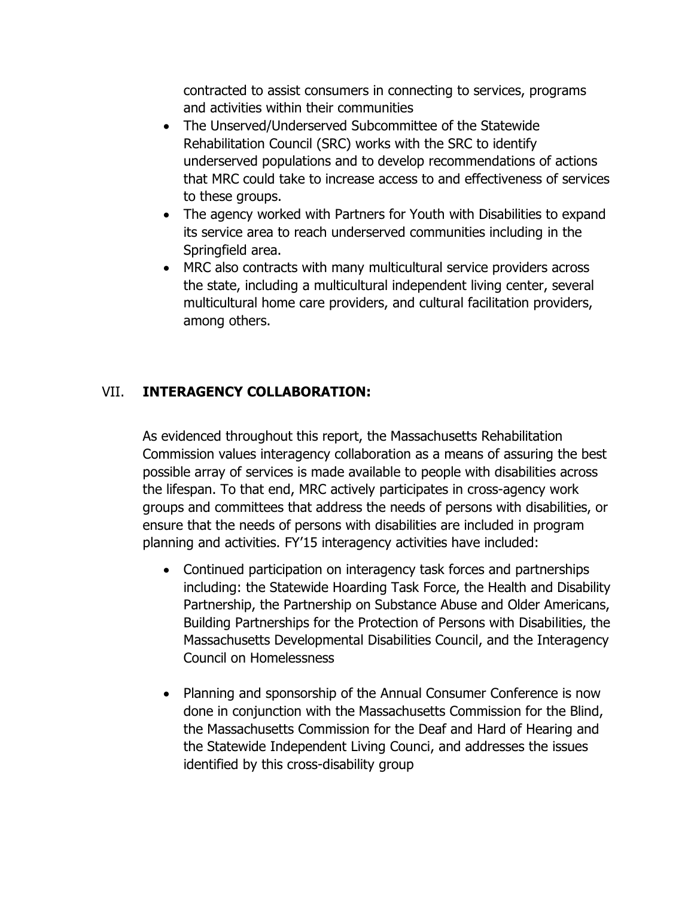contracted to assist consumers in connecting to services, programs and activities within their communities

- The Unserved/Underserved Subcommittee of the Statewide Rehabilitation Council (SRC) works with the SRC to identify underserved populations and to develop recommendations of actions that MRC could take to increase access to and effectiveness of services to these groups.
- The agency worked with Partners for Youth with Disabilities to expand its service area to reach underserved communities including in the Springfield area.
- MRC also contracts with many multicultural service providers across the state, including a multicultural independent living center, several multicultural home care providers, and cultural facilitation providers, among others.

## VII. **INTERAGENCY COLLABORATION:**

As evidenced throughout this report, the Massachusetts Rehabilitation Commission values interagency collaboration as a means of assuring the best possible array of services is made available to people with disabilities across the lifespan. To that end, MRC actively participates in cross-agency work groups and committees that address the needs of persons with disabilities, or ensure that the needs of persons with disabilities are included in program planning and activities. FY'15 interagency activities have included:

- Continued participation on interagency task forces and partnerships including: the Statewide Hoarding Task Force, the Health and Disability Partnership, the Partnership on Substance Abuse and Older Americans, Building Partnerships for the Protection of Persons with Disabilities, the Massachusetts Developmental Disabilities Council, and the Interagency Council on Homelessness

- Planning and sponsorship of the Annual Consumer Conference is now done in conjunction with the Massachusetts Commission for the Blind, the Massachusetts Commission for the Deaf and Hard of Hearing and the Statewide Independent Living Counci, and addresses the issues identified by this cross-disability group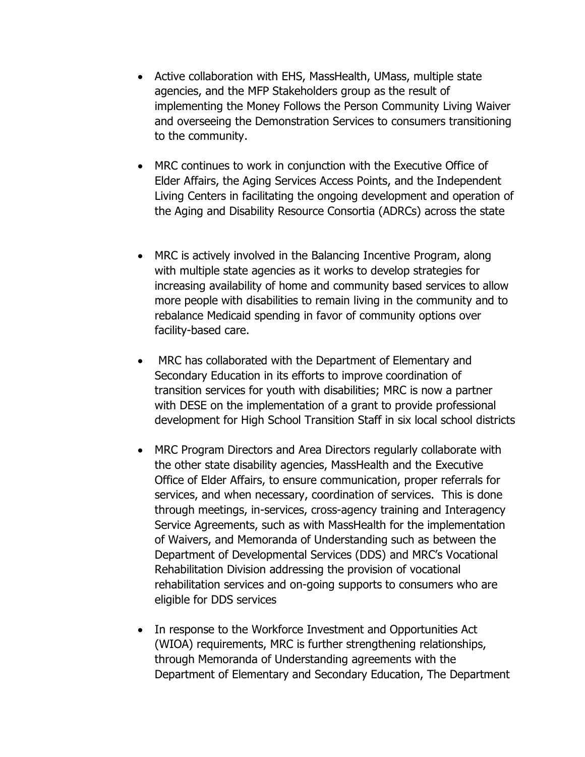- Active collaboration with EHS, MassHealth, UMass, multiple state agencies, and the MFP Stakeholders group as the result of implementing the Money Follows the Person Community Living Waiver and overseeing the Demonstration Services to consumers transitioning to the community.

- MRC continues to work in conjunction with the Executive Office of Elder Affairs, the Aging Services Access Points, and the Independent Living Centers in facilitating the ongoing development and operation of the Aging and Disability Resource Consortia (ADRCs) across the state

- MRC is actively involved in the Balancing Incentive Program, along with multiple state agencies as it works to develop strategies for increasing availability of home and community based services to allow more people with disabilities to remain living in the community and to rebalance Medicaid spending in favor of community options over facility-based care.

- MRC has collaborated with the Department of Elementary and Secondary Education in its efforts to improve coordination of transition services for youth with disabilities; MRC is now a partner with DESE on the implementation of a grant to provide professional development for High School Transition Staff in six local school districts

- MRC Program Directors and Area Directors regularly collaborate with the other state disability agencies, MassHealth and the Executive Office of Elder Affairs, to ensure communication, proper referrals for services, and when necessary, coordination of services. This is done through meetings, in-services, cross-agency training and Interagency Service Agreements, such as with MassHealth for the implementation of Waivers, and Memoranda of Understanding such as between the Department of Developmental Services (DDS) and MRC's Vocational Rehabilitation Division addressing the provision of vocational rehabilitation services and on-going supports to consumers who are eligible for DDS services

- In response to the Workforce Investment and Opportunities Act (WIOA) requirements, MRC is further strengthening relationships, through Memoranda of Understanding agreements with the Department of Elementary and Secondary Education, The Department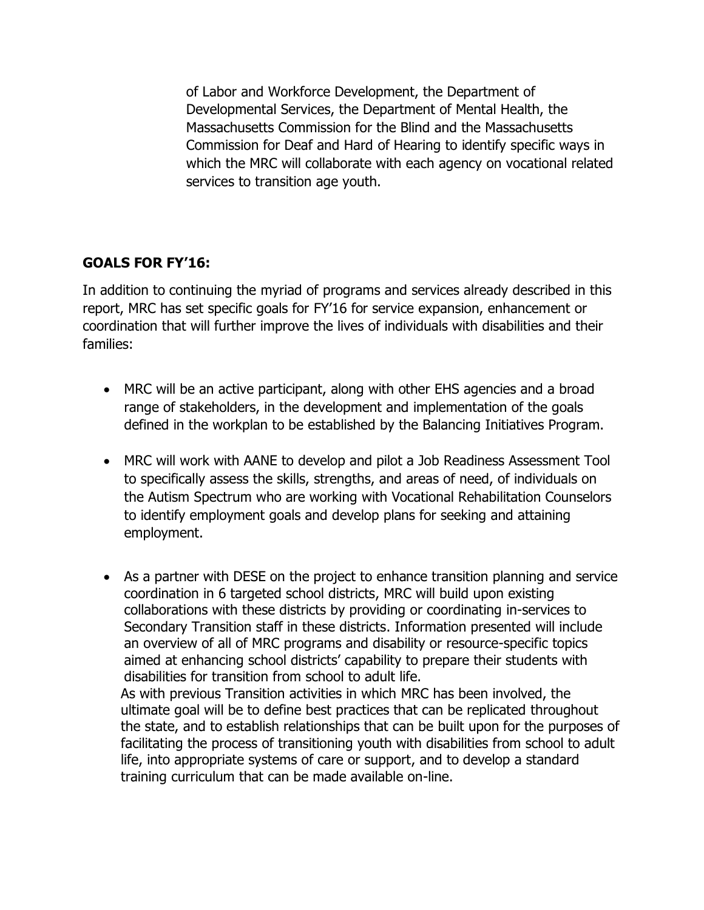of Labor and Workforce Development, the Department of Developmental Services, the Department of Mental Health, the Massachusetts Commission for the Blind and the Massachusetts Commission for Deaf and Hard of Hearing to identify specific ways in which the MRC will collaborate with each agency on vocational related services to transition age youth.

**GOALS FOR FY'16:**

In addition to continuing the myriad of programs and services already described in this report, MRC has set specific goals for FY'16 for service expansion, enhancement or coordination that will further improve the lives of individuals with disabilities and their families:

- MRC will be an active participant, along with other EHS agencies and a broad range of stakeholders, in the development and implementation of the goals defined in the workplan to be established by the Balancing Initiatives Program.

- MRC will work with AANE to develop and pilot a Job Readiness Assessment Tool to specifically assess the skills, strengths, and areas of need, of individuals on the Autism Spectrum who are working with Vocational Rehabilitation Counselors to identify employment goals and develop plans for seeking and attaining employment.

- As a partner with DESE on the project to enhance transition planning and service coordination in 6 targeted school districts, MRC will build upon existing collaborations with these districts by providing or coordinating in-services to Secondary Transition staff in these districts. Information presented will include an overview of all of MRC programs and disability or resource-specific topics aimed at enhancing school districts' capability to prepare their students with disabilities for transition from school to adult life.

  As with previous Transition activities in which MRC has been involved, the ultimate goal will be to define best practices that can be replicated throughout the state, and to establish relationships that can be built upon for the purposes of facilitating the process of transitioning youth with disabilities from school to adult life, into appropriate systems of care or support, and to develop a standard training curriculum that can be made available on-line.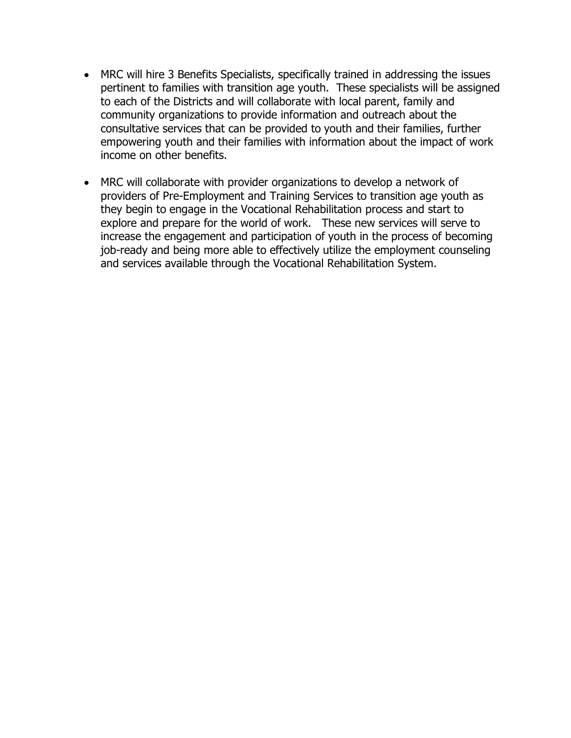- MRC will hire 3 Benefits Specialists, specifically trained in addressing the issues pertinent to families with transition age youth. These specialists will be assigned to each of the Districts and will collaborate with local parent, family and community organizations to provide information and outreach about the consultative services that can be provided to youth and their families, further empowering youth and their families with information about the impact of work income on other benefits.

- MRC will collaborate with provider organizations to develop a network of providers of Pre-Employment and Training Services to transition age youth as they begin to engage in the Vocational Rehabilitation process and start to explore and prepare for the world of work. These new services will serve to increase the engagement and participation of youth in the process of becoming job-ready and being more able to effectively utilize the employment counseling and services available through the Vocational Rehabilitation System.